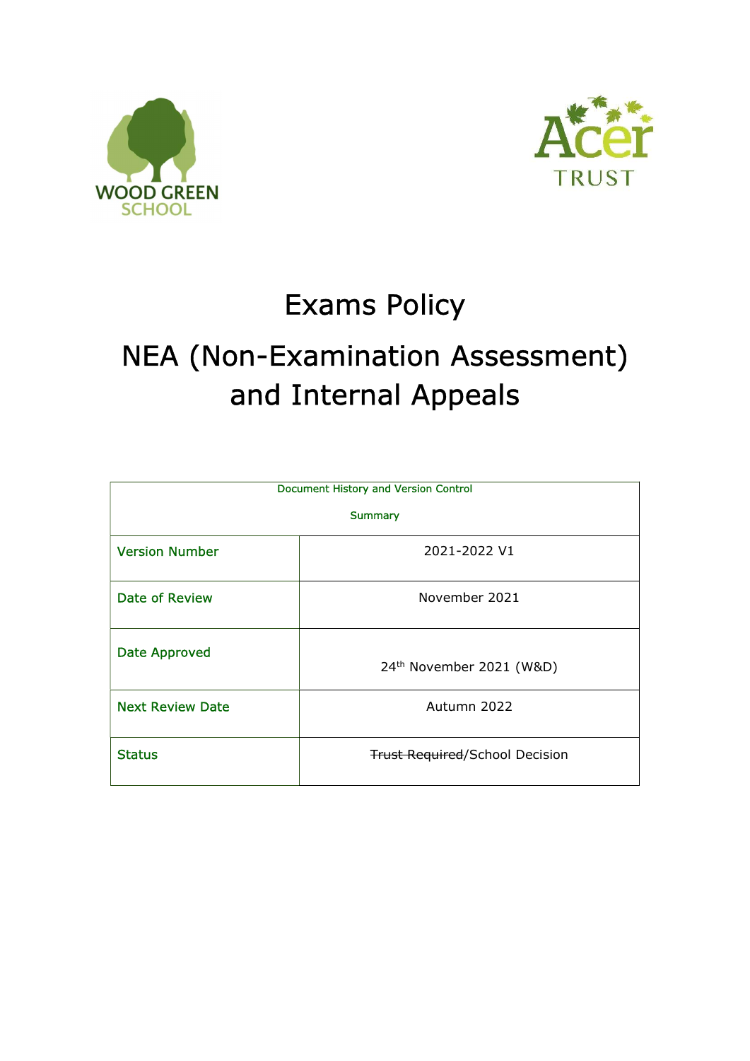WOOD GREEN SCHOOL

Acer TRUST

# Exams Policy

# NEA (Non-Examination Assessment) and Internal Appeals

| Document History and Version Control<br><br>Summary | |
|---|---|
| Version Number | 2021-2022 V1 |
| Date of Review | November 2021 |
| Date Approved | 24th November 2021 (W&D) |
| Next Review Date | Autumn 2022 |
| Status | ~~Trust Required~~/School Decision |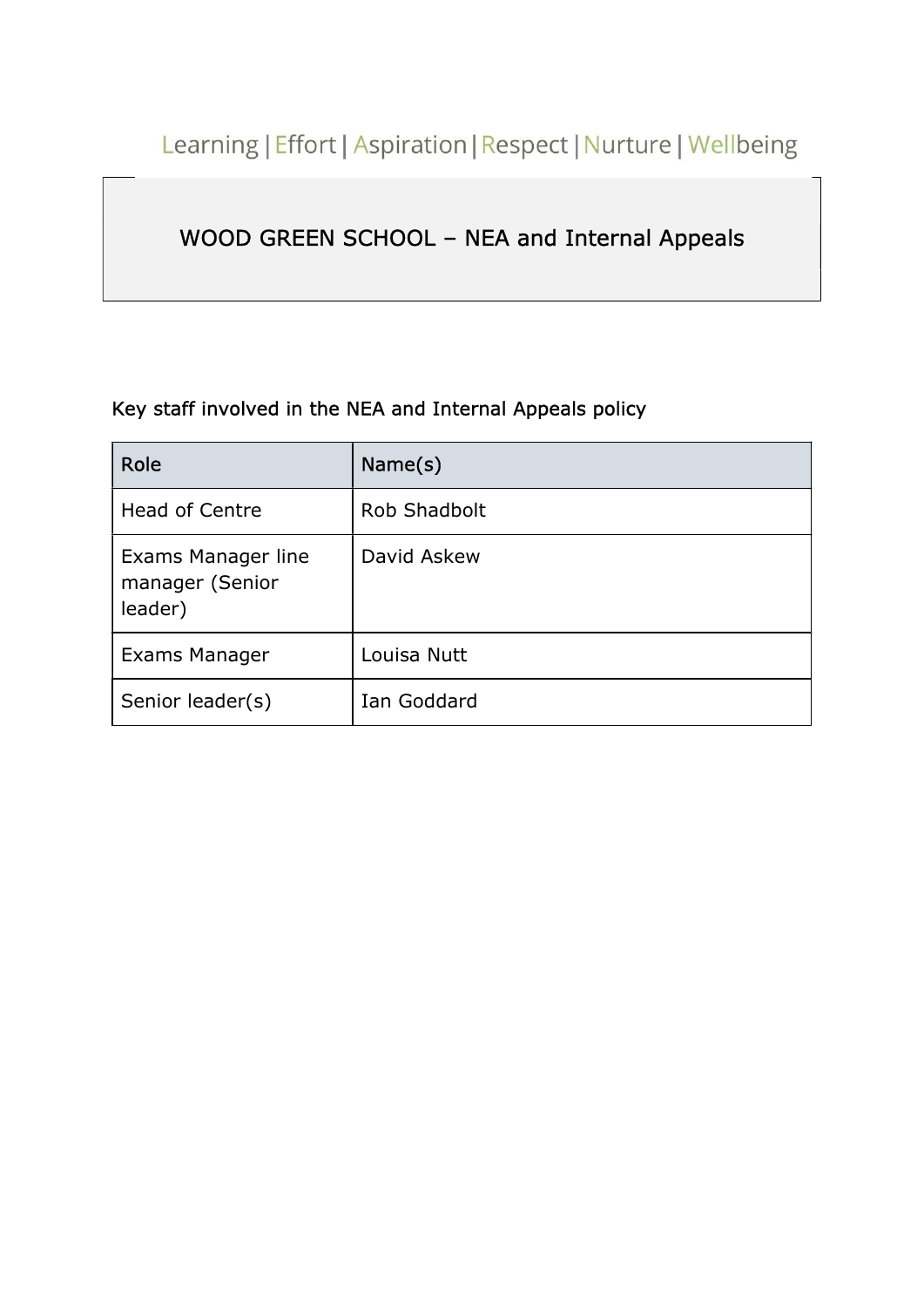Learning | Effort | Aspiration | Respect | Nurture | Wellbeing

# WOOD GREEN SCHOOL – NEA and Internal Appeals

Key staff involved in the NEA and Internal Appeals policy

| Role | Name(s) |
| --- | --- |
| Head of Centre | Rob Shadbolt |
| Exams Manager line manager (Senior leader) | David Askew |
| Exams Manager | Louisa Nutt |
| Senior leader(s) | Ian Goddard |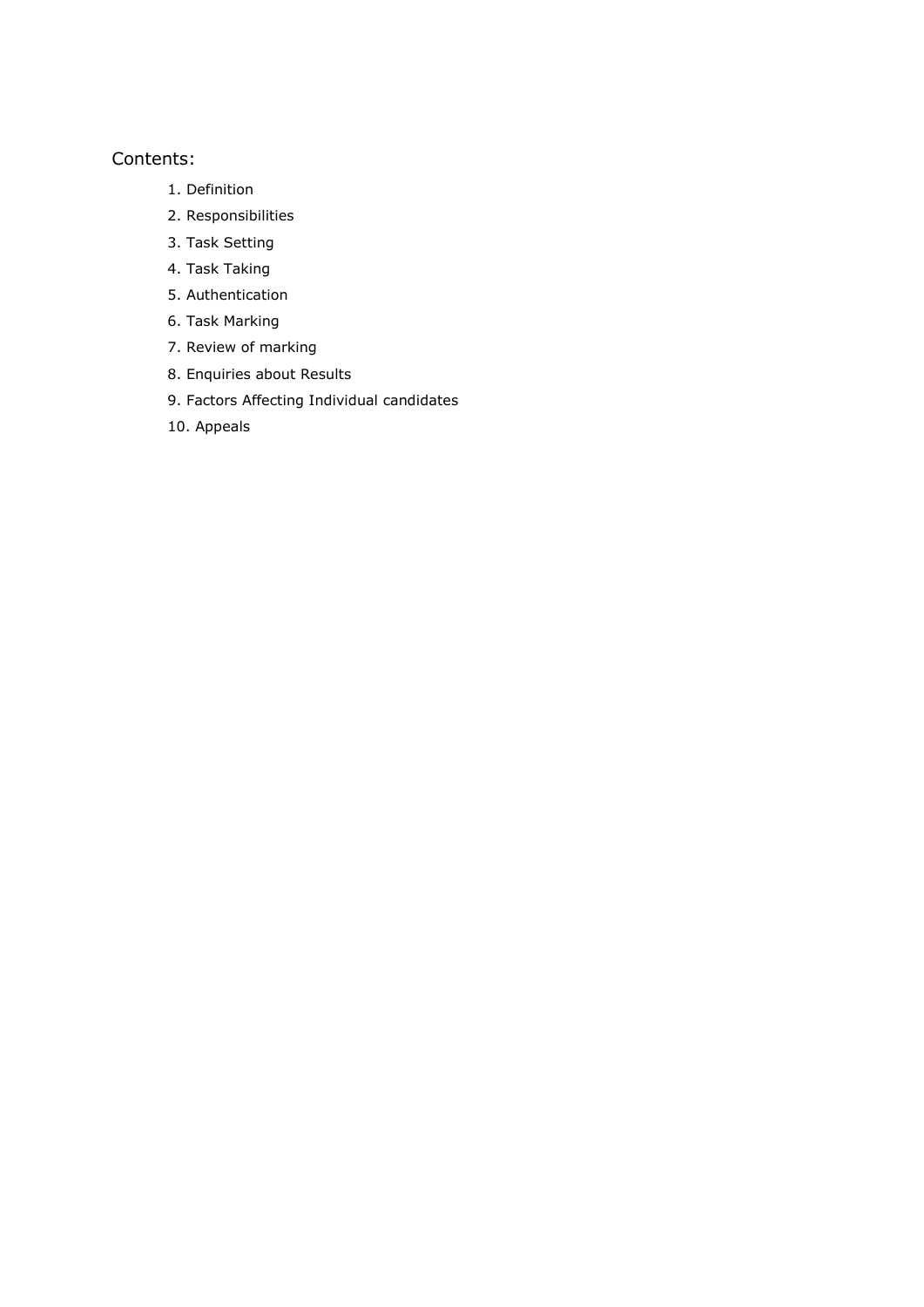Contents:

1. Definition
2. Responsibilities
3. Task Setting
4. Task Taking
5. Authentication
6. Task Marking
7. Review of marking
8. Enquiries about Results
9. Factors Affecting Individual candidates
10. Appeals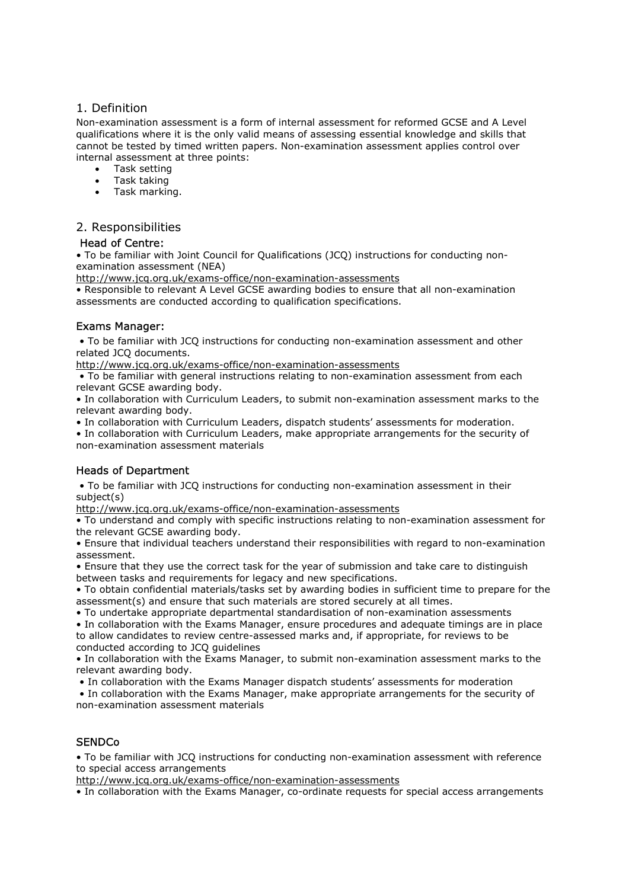## 1. Definition

Non-examination assessment is a form of internal assessment for reformed GCSE and A Level qualifications where it is the only valid means of assessing essential knowledge and skills that cannot be tested by timed written papers. Non-examination assessment applies control over internal assessment at three points:

- Task setting
- Task taking
- Task marking.

## 2. Responsibilities

### Head of Centre:

• To be familiar with Joint Council for Qualifications (JCQ) instructions for conducting non-examination assessment (NEA)
http://www.jcq.org.uk/exams-office/non-examination-assessments

• Responsible to relevant A Level GCSE awarding bodies to ensure that all non-examination assessments are conducted according to qualification specifications.

### Exams Manager:

• To be familiar with JCQ instructions for conducting non-examination assessment and other related JCQ documents.
http://www.jcq.org.uk/exams-office/non-examination-assessments

• To be familiar with general instructions relating to non-examination assessment from each relevant GCSE awarding body.

• In collaboration with Curriculum Leaders, to submit non-examination assessment marks to the relevant awarding body.

• In collaboration with Curriculum Leaders, dispatch students' assessments for moderation.

• In collaboration with Curriculum Leaders, make appropriate arrangements for the security of non-examination assessment materials

### Heads of Department

• To be familiar with JCQ instructions for conducting non-examination assessment in their subject(s)
http://www.jcq.org.uk/exams-office/non-examination-assessments

• To understand and comply with specific instructions relating to non-examination assessment for the relevant GCSE awarding body.

• Ensure that individual teachers understand their responsibilities with regard to non-examination assessment.

• Ensure that they use the correct task for the year of submission and take care to distinguish between tasks and requirements for legacy and new specifications.

• To obtain confidential materials/tasks set by awarding bodies in sufficient time to prepare for the assessment(s) and ensure that such materials are stored securely at all times.

• To undertake appropriate departmental standardisation of non-examination assessments

• In collaboration with the Exams Manager, ensure procedures and adequate timings are in place to allow candidates to review centre-assessed marks and, if appropriate, for reviews to be conducted according to JCQ guidelines

• In collaboration with the Exams Manager, to submit non-examination assessment marks to the relevant awarding body.

• In collaboration with the Exams Manager dispatch students' assessments for moderation

• In collaboration with the Exams Manager, make appropriate arrangements for the security of non-examination assessment materials

### SENDCo

• To be familiar with JCQ instructions for conducting non-examination assessment with reference to special access arrangements
http://www.jcq.org.uk/exams-office/non-examination-assessments

• In collaboration with the Exams Manager, co-ordinate requests for special access arrangements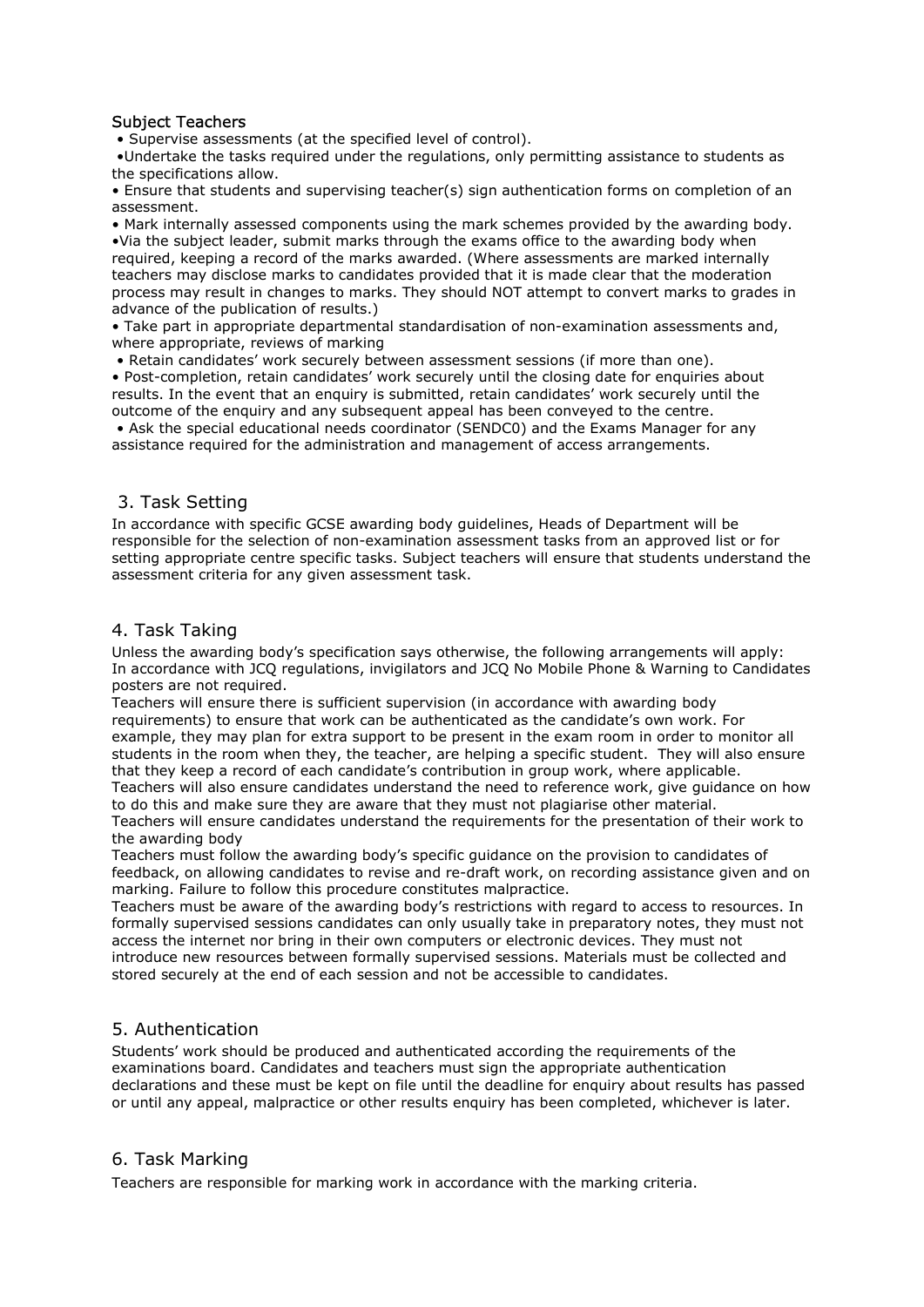### Subject Teachers

- Supervise assessments (at the specified level of control).
- Undertake the tasks required under the regulations, only permitting assistance to students as the specifications allow.
- Ensure that students and supervising teacher(s) sign authentication forms on completion of an assessment.
- Mark internally assessed components using the mark schemes provided by the awarding body.
- Via the subject leader, submit marks through the exams office to the awarding body when required, keeping a record of the marks awarded. (Where assessments are marked internally teachers may disclose marks to candidates provided that it is made clear that the moderation process may result in changes to marks. They should NOT attempt to convert marks to grades in advance of the publication of results.)
- Take part in appropriate departmental standardisation of non-examination assessments and, where appropriate, reviews of marking
- Retain candidates' work securely between assessment sessions (if more than one).
- Post-completion, retain candidates' work securely until the closing date for enquiries about results. In the event that an enquiry is submitted, retain candidates' work securely until the outcome of the enquiry and any subsequent appeal has been conveyed to the centre.
- Ask the special educational needs coordinator (SENDC0) and the Exams Manager for any assistance required for the administration and management of access arrangements.

## 3. Task Setting

In accordance with specific GCSE awarding body guidelines, Heads of Department will be responsible for the selection of non-examination assessment tasks from an approved list or for setting appropriate centre specific tasks. Subject teachers will ensure that students understand the assessment criteria for any given assessment task.

## 4. Task Taking

Unless the awarding body's specification says otherwise, the following arrangements will apply:
In accordance with JCQ regulations, invigilators and JCQ No Mobile Phone & Warning to Candidates posters are not required.

Teachers will ensure there is sufficient supervision (in accordance with awarding body requirements) to ensure that work can be authenticated as the candidate's own work. For example, they may plan for extra support to be present in the exam room in order to monitor all students in the room when they, the teacher, are helping a specific student. They will also ensure that they keep a record of each candidate's contribution in group work, where applicable.

Teachers will also ensure candidates understand the need to reference work, give guidance on how to do this and make sure they are aware that they must not plagiarise other material.

Teachers will ensure candidates understand the requirements for the presentation of their work to the awarding body

Teachers must follow the awarding body's specific guidance on the provision to candidates of feedback, on allowing candidates to revise and re-draft work, on recording assistance given and on marking. Failure to follow this procedure constitutes malpractice.

Teachers must be aware of the awarding body's restrictions with regard to access to resources. In formally supervised sessions candidates can only usually take in preparatory notes, they must not access the internet nor bring in their own computers or electronic devices. They must not introduce new resources between formally supervised sessions. Materials must be collected and stored securely at the end of each session and not be accessible to candidates.

## 5. Authentication

Students' work should be produced and authenticated according the requirements of the examinations board. Candidates and teachers must sign the appropriate authentication declarations and these must be kept on file until the deadline for enquiry about results has passed or until any appeal, malpractice or other results enquiry has been completed, whichever is later.

## 6. Task Marking

Teachers are responsible for marking work in accordance with the marking criteria.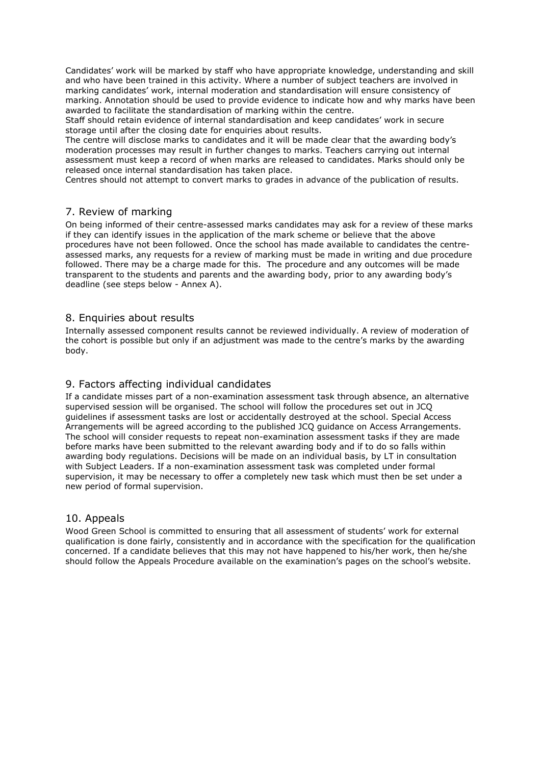Candidates' work will be marked by staff who have appropriate knowledge, understanding and skill and who have been trained in this activity. Where a number of subject teachers are involved in marking candidates' work, internal moderation and standardisation will ensure consistency of marking. Annotation should be used to provide evidence to indicate how and why marks have been awarded to facilitate the standardisation of marking within the centre.
Staff should retain evidence of internal standardisation and keep candidates' work in secure storage until after the closing date for enquiries about results.
The centre will disclose marks to candidates and it will be made clear that the awarding body's moderation processes may result in further changes to marks. Teachers carrying out internal assessment must keep a record of when marks are released to candidates. Marks should only be released once internal standardisation has taken place.
Centres should not attempt to convert marks to grades in advance of the publication of results.

## 7. Review of marking

On being informed of their centre-assessed marks candidates may ask for a review of these marks if they can identify issues in the application of the mark scheme or believe that the above procedures have not been followed. Once the school has made available to candidates the centre-assessed marks, any requests for a review of marking must be made in writing and due procedure followed. There may be a charge made for this. The procedure and any outcomes will be made transparent to the students and parents and the awarding body, prior to any awarding body's deadline (see steps below - Annex A).

## 8. Enquiries about results

Internally assessed component results cannot be reviewed individually. A review of moderation of the cohort is possible but only if an adjustment was made to the centre's marks by the awarding body.

## 9. Factors affecting individual candidates

If a candidate misses part of a non-examination assessment task through absence, an alternative supervised session will be organised. The school will follow the procedures set out in JCQ guidelines if assessment tasks are lost or accidentally destroyed at the school. Special Access Arrangements will be agreed according to the published JCQ guidance on Access Arrangements. The school will consider requests to repeat non-examination assessment tasks if they are made before marks have been submitted to the relevant awarding body and if to do so falls within awarding body regulations. Decisions will be made on an individual basis, by LT in consultation with Subject Leaders. If a non-examination assessment task was completed under formal supervision, it may be necessary to offer a completely new task which must then be set under a new period of formal supervision.

## 10. Appeals

Wood Green School is committed to ensuring that all assessment of students' work for external qualification is done fairly, consistently and in accordance with the specification for the qualification concerned. If a candidate believes that this may not have happened to his/her work, then he/she should follow the Appeals Procedure available on the examination's pages on the school's website.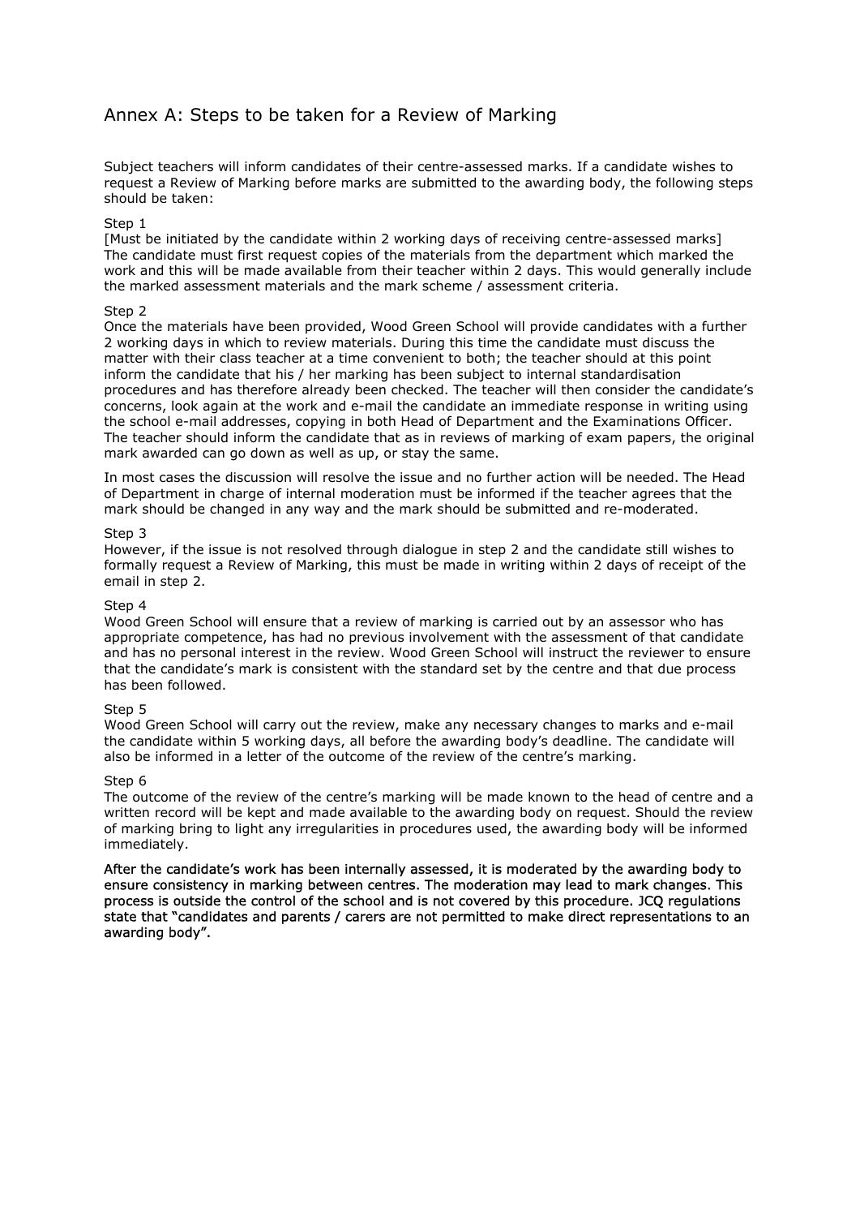## Annex A: Steps to be taken for a Review of Marking

Subject teachers will inform candidates of their centre-assessed marks. If a candidate wishes to request a Review of Marking before marks are submitted to the awarding body, the following steps should be taken:

Step 1

[Must be initiated by the candidate within 2 working days of receiving centre-assessed marks] The candidate must first request copies of the materials from the department which marked the work and this will be made available from their teacher within 2 days. This would generally include the marked assessment materials and the mark scheme / assessment criteria.

Step 2

Once the materials have been provided, Wood Green School will provide candidates with a further 2 working days in which to review materials. During this time the candidate must discuss the matter with their class teacher at a time convenient to both; the teacher should at this point inform the candidate that his / her marking has been subject to internal standardisation procedures and has therefore already been checked. The teacher will then consider the candidate's concerns, look again at the work and e-mail the candidate an immediate response in writing using the school e-mail addresses, copying in both Head of Department and the Examinations Officer. The teacher should inform the candidate that as in reviews of marking of exam papers, the original mark awarded can go down as well as up, or stay the same.

In most cases the discussion will resolve the issue and no further action will be needed. The Head of Department in charge of internal moderation must be informed if the teacher agrees that the mark should be changed in any way and the mark should be submitted and re-moderated.

Step 3

However, if the issue is not resolved through dialogue in step 2 and the candidate still wishes to formally request a Review of Marking, this must be made in writing within 2 days of receipt of the email in step 2.

Step 4

Wood Green School will ensure that a review of marking is carried out by an assessor who has appropriate competence, has had no previous involvement with the assessment of that candidate and has no personal interest in the review. Wood Green School will instruct the reviewer to ensure that the candidate's mark is consistent with the standard set by the centre and that due process has been followed.

Step 5

Wood Green School will carry out the review, make any necessary changes to marks and e-mail the candidate within 5 working days, all before the awarding body's deadline. The candidate will also be informed in a letter of the outcome of the review of the centre's marking.

Step 6

The outcome of the review of the centre's marking will be made known to the head of centre and a written record will be kept and made available to the awarding body on request. Should the review of marking bring to light any irregularities in procedures used, the awarding body will be informed immediately.

After the candidate's work has been internally assessed, it is moderated by the awarding body to ensure consistency in marking between centres. The moderation may lead to mark changes. This process is outside the control of the school and is not covered by this procedure. JCQ regulations state that "candidates and parents / carers are not permitted to make direct representations to an awarding body".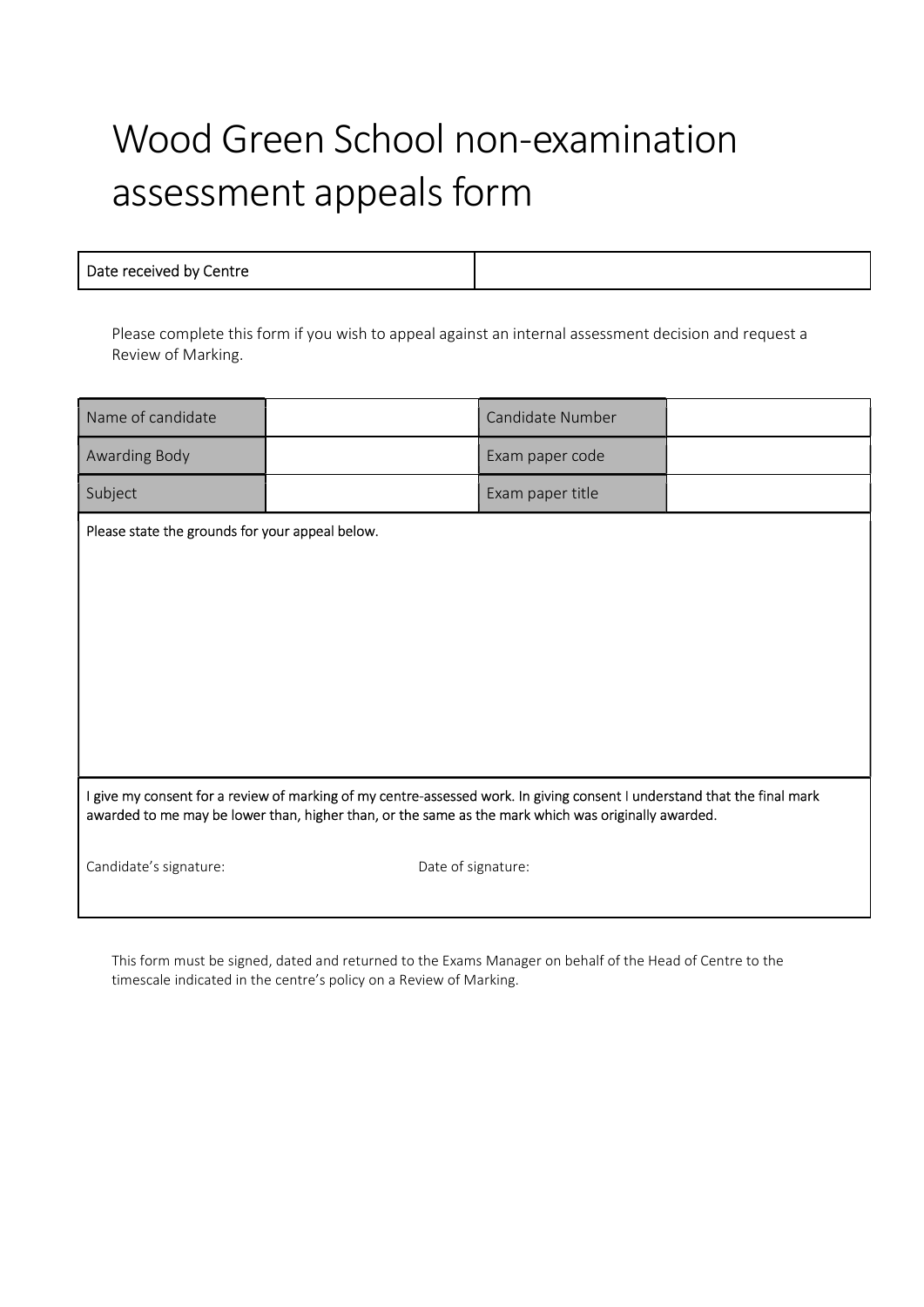# Wood Green School non-examination assessment appeals form

| | |
|---|---|
| Date received by Centre | |

Please complete this form if you wish to appeal against an internal assessment decision and request a Review of Marking.

| | | | |
|---|---|---|---|
| Name of candidate | | Candidate Number | |
| Awarding Body | | Exam paper code | |
| Subject | | Exam paper title | |

Please state the grounds for your appeal below.

I give my consent for a review of marking of my centre-assessed work. In giving consent I understand that the final mark awarded to me may be lower than, higher than, or the same as the mark which was originally awarded.

Candidate's signature: Date of signature:

This form must be signed, dated and returned to the Exams Manager on behalf of the Head of Centre to the timescale indicated in the centre's policy on a Review of Marking.